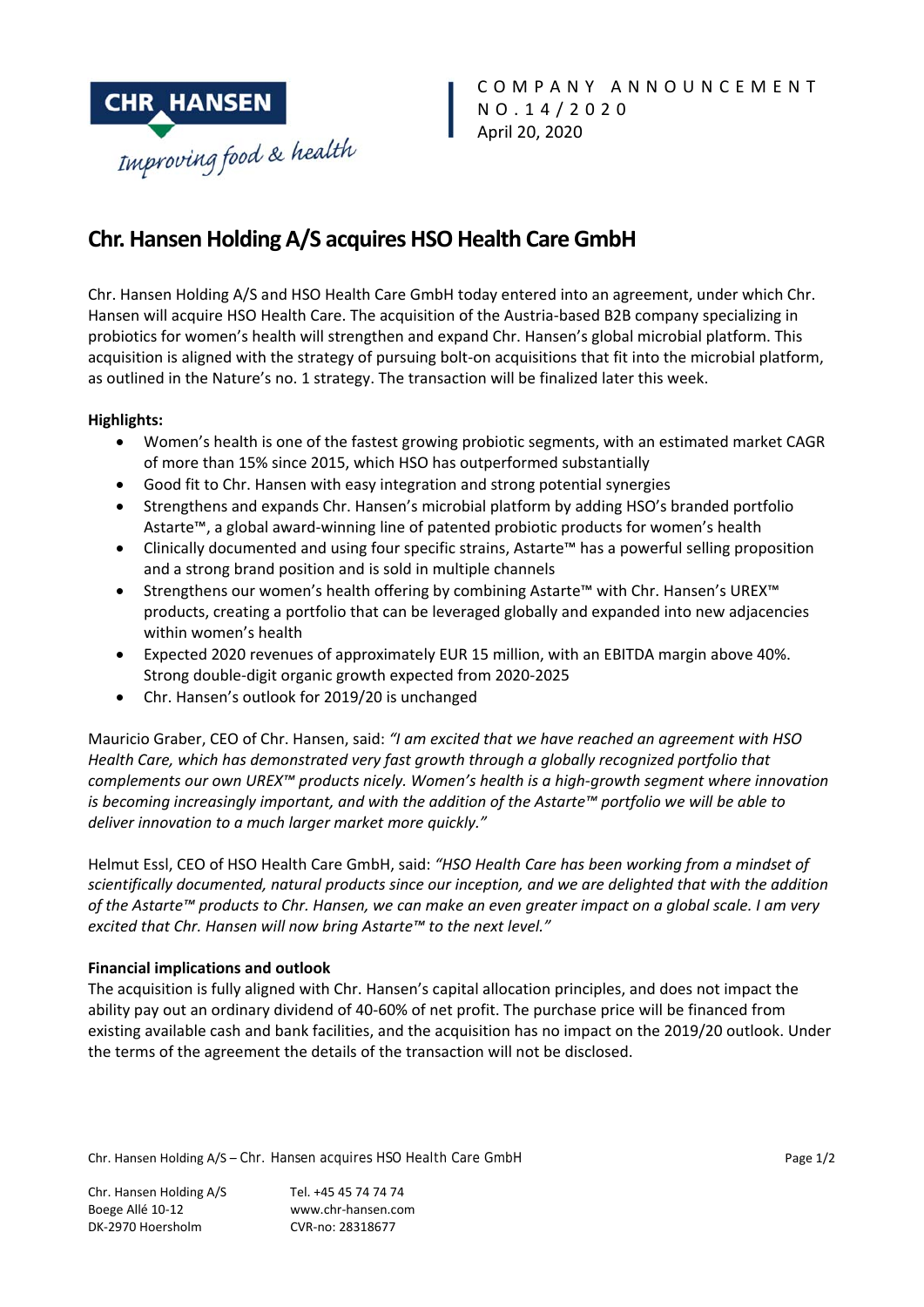COMPANY ANNOUNCEMENT
NO.14/2020
April 20, 2020

# Chr. Hansen Holding A/S acquires HSO Health Care GmbH

Chr. Hansen Holding A/S and HSO Health Care GmbH today entered into an agreement, under which Chr. Hansen will acquire HSO Health Care. The acquisition of the Austria-based B2B company specializing in probiotics for women's health will strengthen and expand Chr. Hansen's global microbial platform. This acquisition is aligned with the strategy of pursuing bolt-on acquisitions that fit into the microbial platform, as outlined in the Nature's no. 1 strategy. The transaction will be finalized later this week.

**Highlights:**

- Women's health is one of the fastest growing probiotic segments, with an estimated market CAGR of more than 15% since 2015, which HSO has outperformed substantially
- Good fit to Chr. Hansen with easy integration and strong potential synergies
- Strengthens and expands Chr. Hansen's microbial platform by adding HSO's branded portfolio Astarte™, a global award-winning line of patented probiotic products for women's health
- Clinically documented and using four specific strains, Astarte™ has a powerful selling proposition and a strong brand position and is sold in multiple channels
- Strengthens our women's health offering by combining Astarte™ with Chr. Hansen's UREX™ products, creating a portfolio that can be leveraged globally and expanded into new adjacencies within women's health
- Expected 2020 revenues of approximately EUR 15 million, with an EBITDA margin above 40%. Strong double-digit organic growth expected from 2020-2025
- Chr. Hansen's outlook for 2019/20 is unchanged

Mauricio Graber, CEO of Chr. Hansen, said: *"I am excited that we have reached an agreement with HSO Health Care, which has demonstrated very fast growth through a globally recognized portfolio that complements our own UREX™ products nicely. Women's health is a high-growth segment where innovation is becoming increasingly important, and with the addition of the Astarte™ portfolio we will be able to deliver innovation to a much larger market more quickly."*

Helmut Essl, CEO of HSO Health Care GmbH, said: *"HSO Health Care has been working from a mindset of scientifically documented, natural products since our inception, and we are delighted that with the addition of the Astarte™ products to Chr. Hansen, we can make an even greater impact on a global scale. I am very excited that Chr. Hansen will now bring Astarte™ to the next level."*

**Financial implications and outlook**

The acquisition is fully aligned with Chr. Hansen's capital allocation principles, and does not impact the ability pay out an ordinary dividend of 40-60% of net profit. The purchase price will be financed from existing available cash and bank facilities, and the acquisition has no impact on the 2019/20 outlook. Under the terms of the agreement the details of the transaction will not be disclosed.

Chr. Hansen Holding A/S
Boege Allé 10-12
DK-2970 Hoersholm

Tel. +45 45 74 74 74
www.chr-hansen.com
CVR-no: 28318677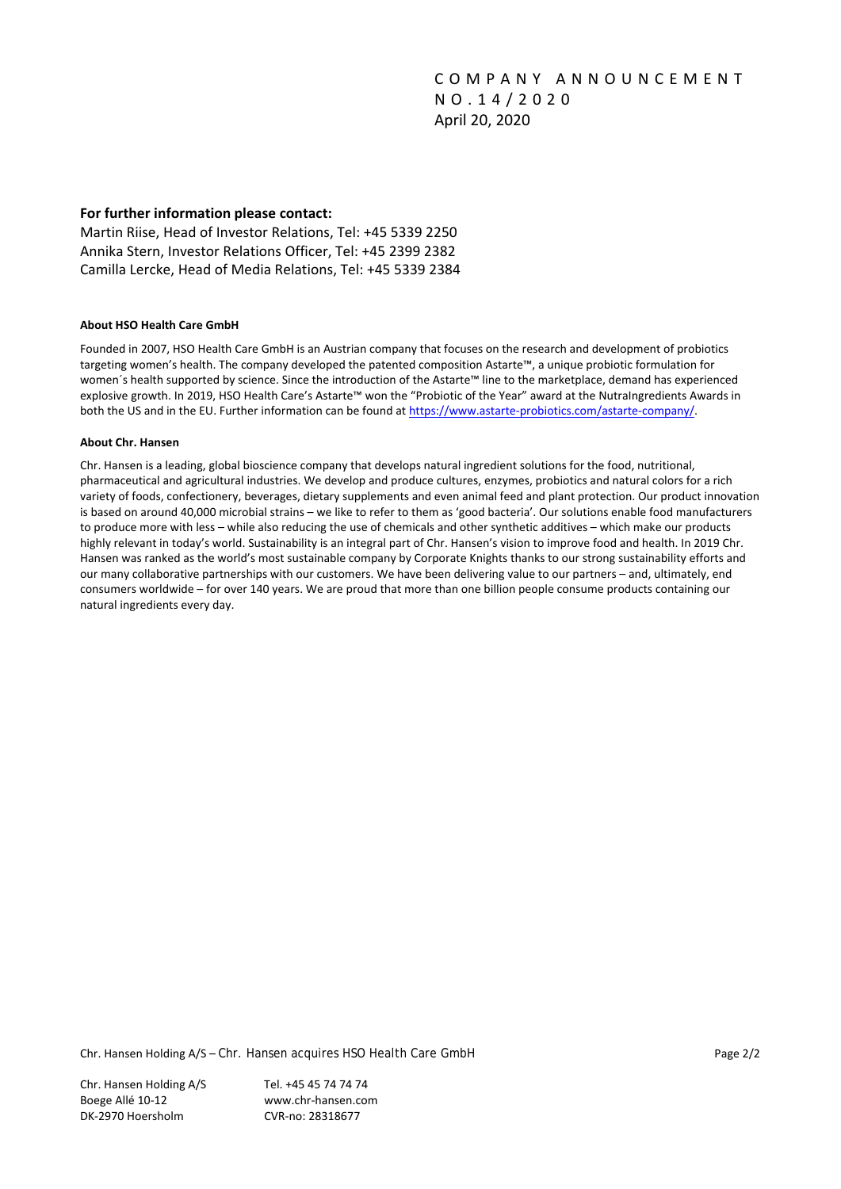COMPANY ANNOUNCEMENT
NO.14/2020
April 20, 2020

**For further information please contact:**
Martin Riise, Head of Investor Relations, Tel: +45 5339 2250
Annika Stern, Investor Relations Officer, Tel: +45 2399 2382
Camilla Lercke, Head of Media Relations, Tel: +45 5339 2384

**About HSO Health Care GmbH**

Founded in 2007, HSO Health Care GmbH is an Austrian company that focuses on the research and development of probiotics targeting women's health. The company developed the patented composition Astarte™, a unique probiotic formulation for women´s health supported by science. Since the introduction of the Astarte™ line to the marketplace, demand has experienced explosive growth. In 2019, HSO Health Care's Astarte™ won the "Probiotic of the Year" award at the NutraIngredients Awards in both the US and in the EU. Further information can be found at https://www.astarte-probiotics.com/astarte-company/.

**About Chr. Hansen**

Chr. Hansen is a leading, global bioscience company that develops natural ingredient solutions for the food, nutritional, pharmaceutical and agricultural industries. We develop and produce cultures, enzymes, probiotics and natural colors for a rich variety of foods, confectionery, beverages, dietary supplements and even animal feed and plant protection. Our product innovation is based on around 40,000 microbial strains – we like to refer to them as 'good bacteria'. Our solutions enable food manufacturers to produce more with less – while also reducing the use of chemicals and other synthetic additives – which make our products highly relevant in today's world. Sustainability is an integral part of Chr. Hansen's vision to improve food and health. In 2019 Chr. Hansen was ranked as the world's most sustainable company by Corporate Knights thanks to our strong sustainability efforts and our many collaborative partnerships with our customers. We have been delivering value to our partners – and, ultimately, end consumers worldwide – for over 140 years. We are proud that more than one billion people consume products containing our natural ingredients every day.

Chr. Hansen Holding A/S
Boege Allé 10-12
DK-2970 Hoersholm

Tel. +45 45 74 74 74
www.chr-hansen.com
CVR-no: 28318677